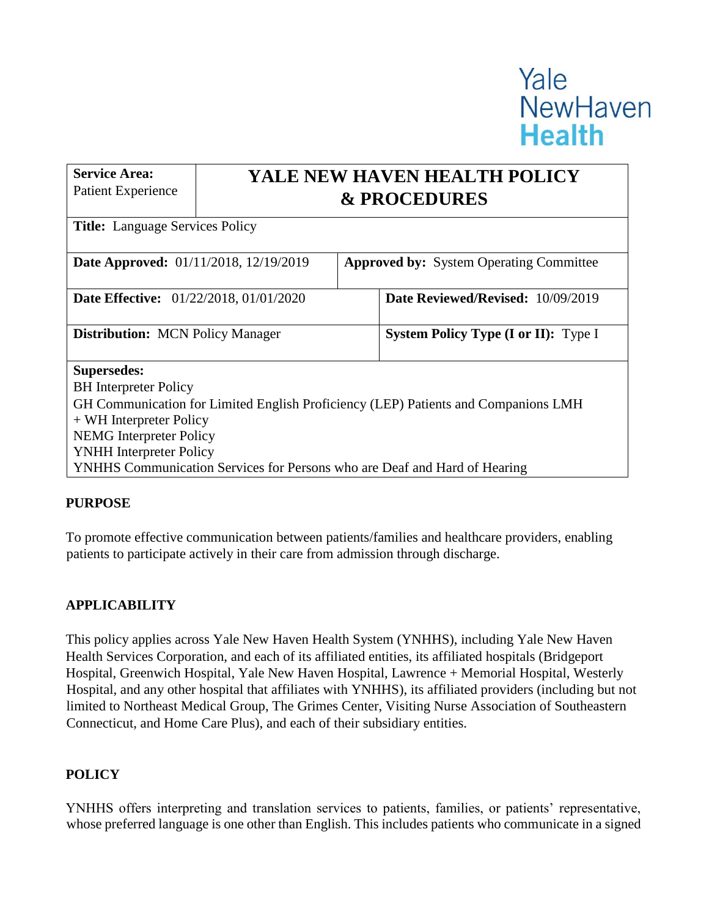Yale NewHaven Health

| Service Area: Patient Experience | YALE NEW HAVEN HEALTH POLICY & PROCEDURES | |
|---|---|---|
| **Title:** Language Services Policy | | |
| **Date Approved:** 01/11/2018, 12/19/2019 | **Approved by:** System Operating Committee | |
| **Date Effective:** 01/22/2018, 01/01/2020 | | **Date Reviewed/Revised:** 10/09/2019 |
| **Distribution:** MCN Policy Manager | | **System Policy Type (I or II):** Type I |
| **Supersedes:**<br>BH Interpreter Policy<br>GH Communication for Limited English Proficiency (LEP) Patients and Companions LMH + WH Interpreter Policy<br>NEMG Interpreter Policy<br>YNHH Interpreter Policy<br>YNHHS Communication Services for Persons who are Deaf and Hard of Hearing | | |

## PURPOSE

To promote effective communication between patients/families and healthcare providers, enabling patients to participate actively in their care from admission through discharge.

## APPLICABILITY

This policy applies across Yale New Haven Health System (YNHHS), including Yale New Haven Health Services Corporation, and each of its affiliated entities, its affiliated hospitals (Bridgeport Hospital, Greenwich Hospital, Yale New Haven Hospital, Lawrence + Memorial Hospital, Westerly Hospital, and any other hospital that affiliates with YNHHS), its affiliated providers (including but not limited to Northeast Medical Group, The Grimes Center, Visiting Nurse Association of Southeastern Connecticut, and Home Care Plus), and each of their subsidiary entities.

## POLICY

YNHHS offers interpreting and translation services to patients, families, or patients' representative, whose preferred language is one other than English. This includes patients who communicate in a signed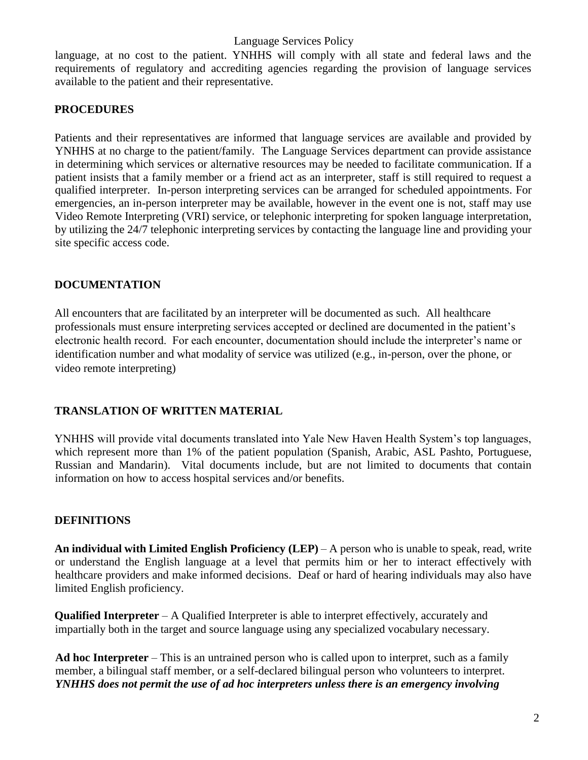language, at no cost to the patient. YNHHS will comply with all state and federal laws and the requirements of regulatory and accrediting agencies regarding the provision of language services available to the patient and their representative.

## PROCEDURES

Patients and their representatives are informed that language services are available and provided by YNHHS at no charge to the patient/family. The Language Services department can provide assistance in determining which services or alternative resources may be needed to facilitate communication. If a patient insists that a family member or a friend act as an interpreter, staff is still required to request a qualified interpreter. In-person interpreting services can be arranged for scheduled appointments. For emergencies, an in-person interpreter may be available, however in the event one is not, staff may use Video Remote Interpreting (VRI) service, or telephonic interpreting for spoken language interpretation, by utilizing the 24/7 telephonic interpreting services by contacting the language line and providing your site specific access code.

## DOCUMENTATION

All encounters that are facilitated by an interpreter will be documented as such. All healthcare professionals must ensure interpreting services accepted or declined are documented in the patient's electronic health record. For each encounter, documentation should include the interpreter's name or identification number and what modality of service was utilized (e.g., in-person, over the phone, or video remote interpreting)

## TRANSLATION OF WRITTEN MATERIAL

YNHHS will provide vital documents translated into Yale New Haven Health System's top languages, which represent more than 1% of the patient population (Spanish, Arabic, ASL Pashto, Portuguese, Russian and Mandarin). Vital documents include, but are not limited to documents that contain information on how to access hospital services and/or benefits.

## DEFINITIONS

**An individual with Limited English Proficiency (LEP)** – A person who is unable to speak, read, write or understand the English language at a level that permits him or her to interact effectively with healthcare providers and make informed decisions. Deaf or hard of hearing individuals may also have limited English proficiency.

**Qualified Interpreter** – A Qualified Interpreter is able to interpret effectively, accurately and impartially both in the target and source language using any specialized vocabulary necessary.

**Ad hoc Interpreter** – This is an untrained person who is called upon to interpret, such as a family member, a bilingual staff member, or a self-declared bilingual person who volunteers to interpret. ***YNHHS does not permit the use of ad hoc interpreters unless there is an emergency involving***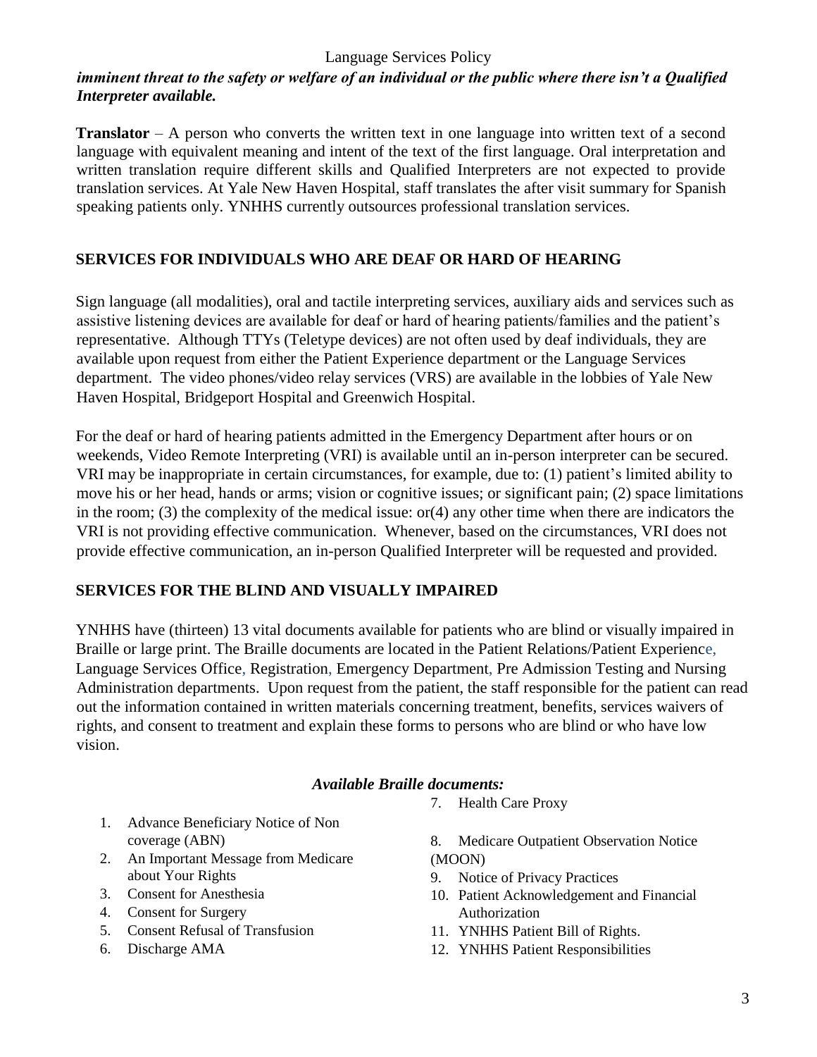***imminent threat to the safety or welfare of an individual or the public where there isn't a Qualified Interpreter available.***

**Translator** – A person who converts the written text in one language into written text of a second language with equivalent meaning and intent of the text of the first language. Oral interpretation and written translation require different skills and Qualified Interpreters are not expected to provide translation services. At Yale New Haven Hospital, staff translates the after visit summary for Spanish speaking patients only. YNHHS currently outsources professional translation services.

## SERVICES FOR INDIVIDUALS WHO ARE DEAF OR HARD OF HEARING

Sign language (all modalities), oral and tactile interpreting services, auxiliary aids and services such as assistive listening devices are available for deaf or hard of hearing patients/families and the patient's representative. Although TTYs (Teletype devices) are not often used by deaf individuals, they are available upon request from either the Patient Experience department or the Language Services department. The video phones/video relay services (VRS) are available in the lobbies of Yale New Haven Hospital, Bridgeport Hospital and Greenwich Hospital.

For the deaf or hard of hearing patients admitted in the Emergency Department after hours or on weekends, Video Remote Interpreting (VRI) is available until an in-person interpreter can be secured. VRI may be inappropriate in certain circumstances, for example, due to: (1) patient's limited ability to move his or her head, hands or arms; vision or cognitive issues; or significant pain; (2) space limitations in the room; (3) the complexity of the medical issue: or(4) any other time when there are indicators the VRI is not providing effective communication. Whenever, based on the circumstances, VRI does not provide effective communication, an in-person Qualified Interpreter will be requested and provided.

## SERVICES FOR THE BLIND AND VISUALLY IMPAIRED

YNHHS have (thirteen) 13 vital documents available for patients who are blind or visually impaired in Braille or large print. The Braille documents are located in the Patient Relations/Patient Experience, Language Services Office, Registration, Emergency Department, Pre Admission Testing and Nursing Administration departments. Upon request from the patient, the staff responsible for the patient can read out the information contained in written materials concerning treatment, benefits, services waivers of rights, and consent to treatment and explain these forms to persons who are blind or who have low vision.

***Available Braille documents:***

1. Advance Beneficiary Notice of Non coverage (ABN)
2. An Important Message from Medicare about Your Rights
3. Consent for Anesthesia
4. Consent for Surgery
5. Consent Refusal of Transfusion
6. Discharge AMA
7. Health Care Proxy
8. Medicare Outpatient Observation Notice (MOON)
9. Notice of Privacy Practices
10. Patient Acknowledgement and Financial Authorization
11. YNHHS Patient Bill of Rights.
12. YNHHS Patient Responsibilities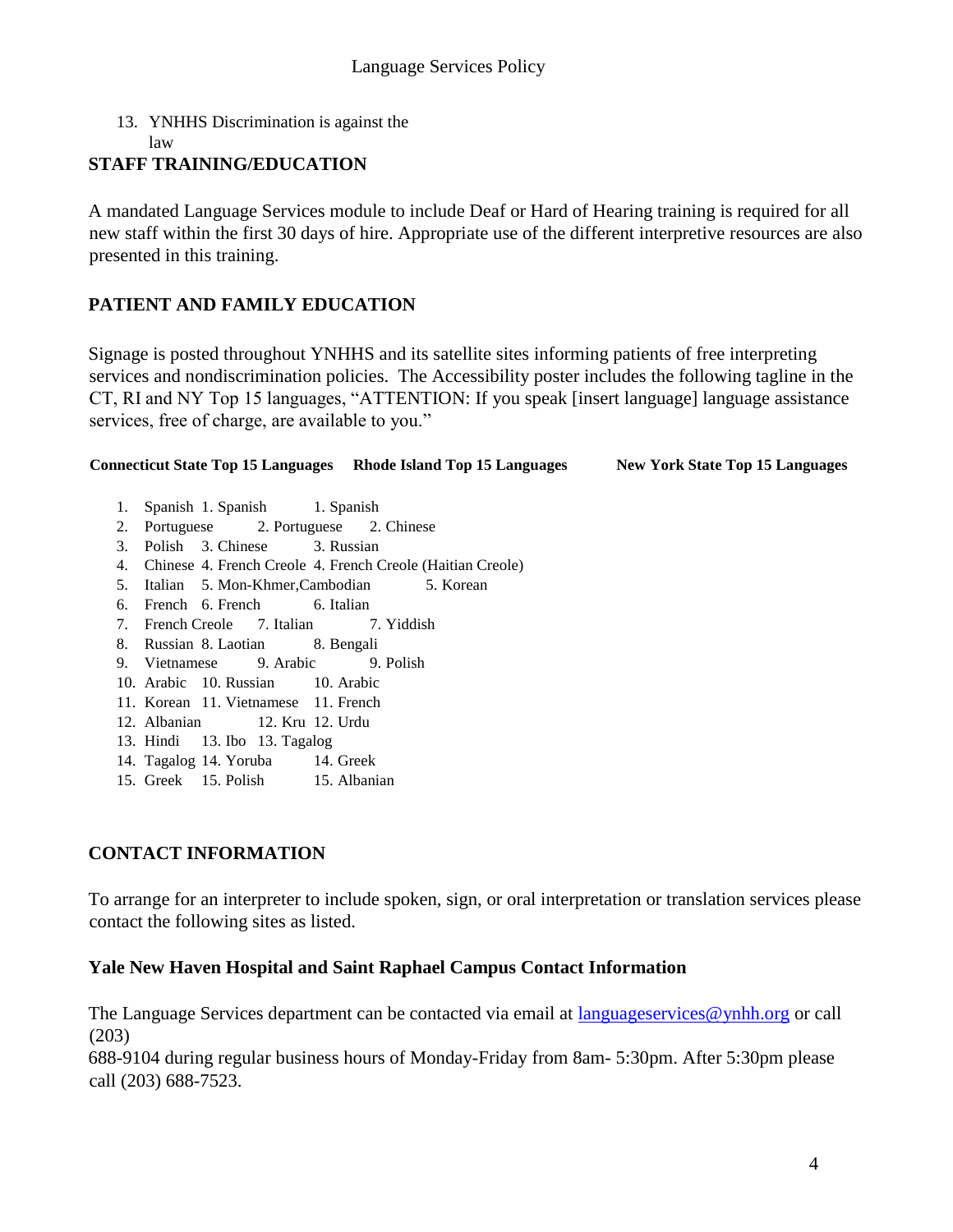13. YNHHS Discrimination is against the law

**STAFF TRAINING/EDUCATION**

A mandated Language Services module to include Deaf or Hard of Hearing training is required for all new staff within the first 30 days of hire. Appropriate use of the different interpretive resources are also presented in this training.

**PATIENT AND FAMILY EDUCATION**

Signage is posted throughout YNHHS and its satellite sites informing patients of free interpreting services and nondiscrimination policies. The Accessibility poster includes the following tagline in the CT, RI and NY Top 15 languages, "ATTENTION: If you speak [insert language] language assistance services, free of charge, are available to you."

| Connecticut State Top 15 Languages | Rhode Island Top 15 Languages | New York State Top 15 Languages |
|---|---|---|
| 1. Spanish | 1. Spanish | 1. Spanish |
| 2. Portuguese | 2. Portuguese | 2. Chinese |
| 3. Polish | 3. Chinese | 3. Russian |
| 4. Chinese | 4. French Creole | 4. French Creole (Haitian Creole) |
| 5. Italian | 5. Mon-Khmer,Cambodian | 5. Korean |
| 6. French | 6. French | 6. Italian |
| 7. French Creole | 7. Italian | 7. Yiddish |
| 8. Russian | 8. Laotian | 8. Bengali |
| 9. Vietnamese | 9. Arabic | 9. Polish |
| 10. Arabic | 10. Russian | 10. Arabic |
| 11. Korean | 11. Vietnamese | 11. French |
| 12. Albanian | 12. Kru | 12. Urdu |
| 13. Hindi | 13. Ibo | 13. Tagalog |
| 14. Tagalog | 14. Yoruba | 14. Greek |
| 15. Greek | 15. Polish | 15. Albanian |

**CONTACT INFORMATION**

To arrange for an interpreter to include spoken, sign, or oral interpretation or translation services please contact the following sites as listed.

**Yale New Haven Hospital and Saint Raphael Campus Contact Information**

The Language Services department can be contacted via email at languageservices@ynhh.org or call (203) 688-9104 during regular business hours of Monday-Friday from 8am- 5:30pm. After 5:30pm please call (203) 688-7523.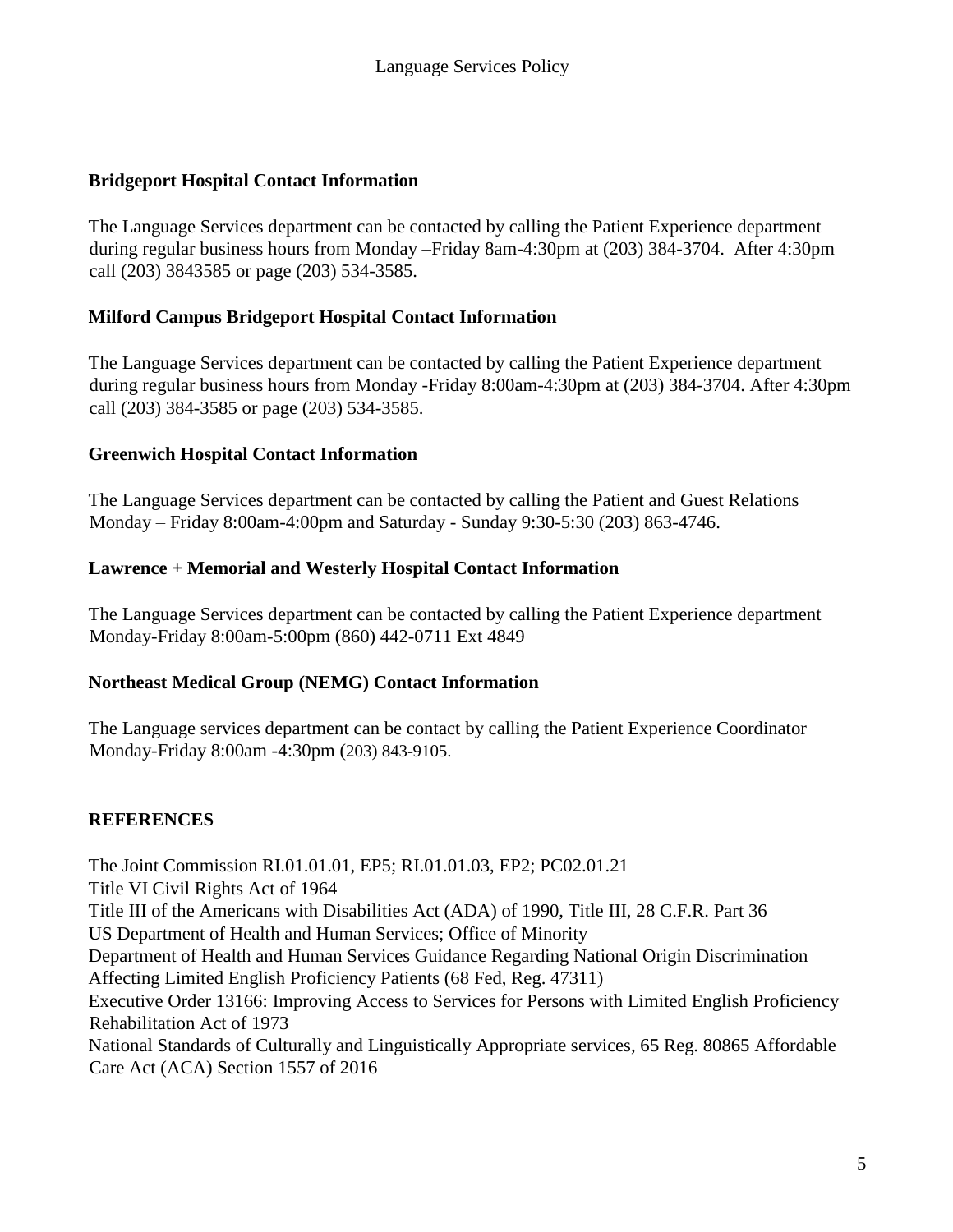## Bridgeport Hospital Contact Information

The Language Services department can be contacted by calling the Patient Experience department during regular business hours from Monday –Friday 8am-4:30pm at (203) 384-3704. After 4:30pm call (203) 3843585 or page (203) 534-3585.

## Milford Campus Bridgeport Hospital Contact Information

The Language Services department can be contacted by calling the Patient Experience department during regular business hours from Monday -Friday 8:00am-4:30pm at (203) 384-3704. After 4:30pm call (203) 384-3585 or page (203) 534-3585.

## Greenwich Hospital Contact Information

The Language Services department can be contacted by calling the Patient and Guest Relations Monday – Friday 8:00am-4:00pm and Saturday - Sunday 9:30-5:30 (203) 863-4746.

## Lawrence + Memorial and Westerly Hospital Contact Information

The Language Services department can be contacted by calling the Patient Experience department Monday-Friday 8:00am-5:00pm (860) 442-0711 Ext 4849

## Northeast Medical Group (NEMG) Contact Information

The Language services department can be contact by calling the Patient Experience Coordinator Monday-Friday 8:00am -4:30pm (203) 843-9105.

## REFERENCES

The Joint Commission RI.01.01.01, EP5; RI.01.01.03, EP2; PC02.01.21
Title VI Civil Rights Act of 1964
Title III of the Americans with Disabilities Act (ADA) of 1990, Title III, 28 C.F.R. Part 36
US Department of Health and Human Services; Office of Minority
Department of Health and Human Services Guidance Regarding National Origin Discrimination Affecting Limited English Proficiency Patients (68 Fed, Reg. 47311)
Executive Order 13166: Improving Access to Services for Persons with Limited English Proficiency
Rehabilitation Act of 1973
National Standards of Culturally and Linguistically Appropriate services, 65 Reg. 80865 Affordable Care Act (ACA) Section 1557 of 2016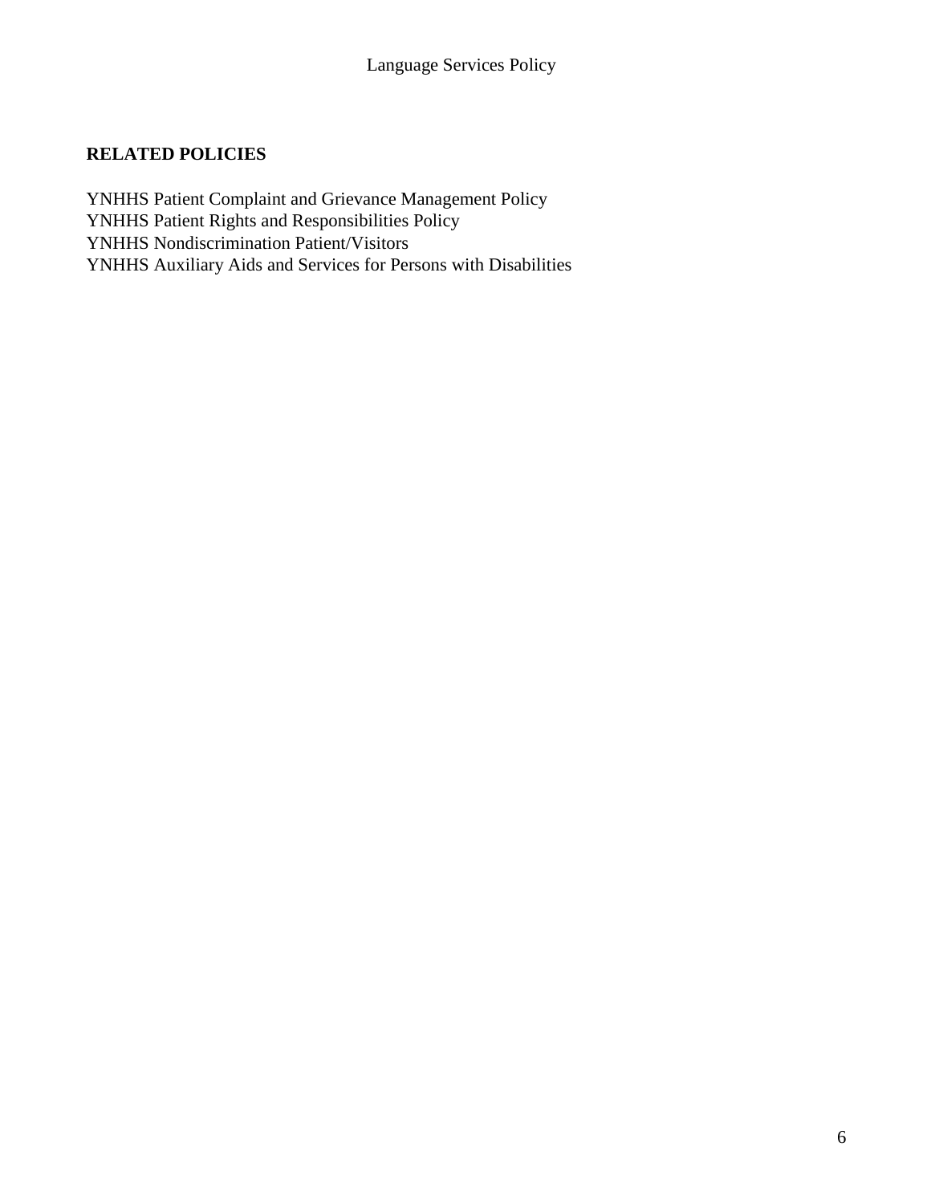## RELATED POLICIES

YNHHS Patient Complaint and Grievance Management Policy
YNHHS Patient Rights and Responsibilities Policy
YNHHS Nondiscrimination Patient/Visitors
YNHHS Auxiliary Aids and Services for Persons with Disabilities